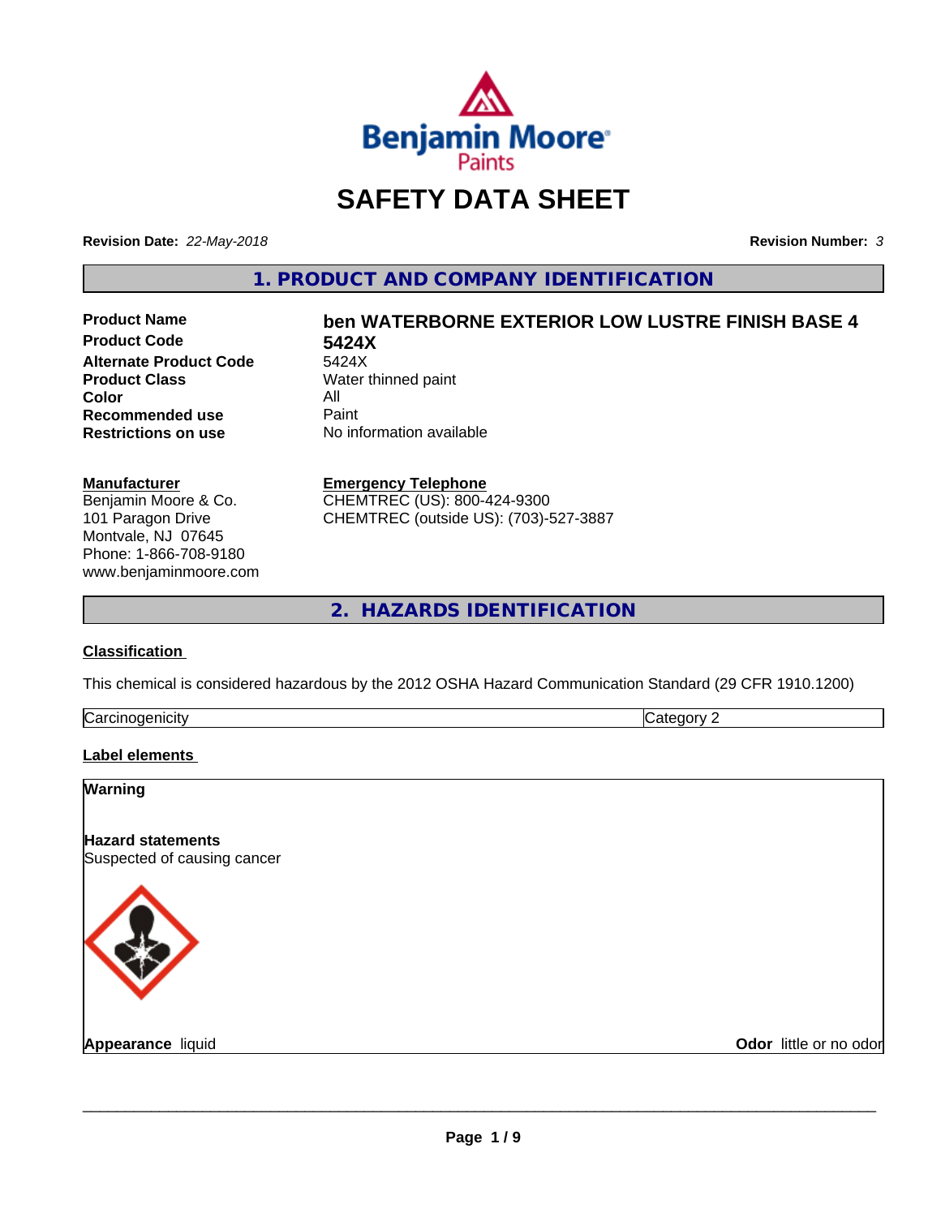# SAFETY DATA SHEET

**Revision Date:** *22-May-2018*

**Revision Number:** *3*

## 1. PRODUCT AND COMPANY IDENTIFICATION

| | |
|---|---|
| **Product Name** | **ben WATERBORNE EXTERIOR LOW LUSTRE FINISH BASE 4** |
| **Product Code** | **5424X** |
| **Alternate Product Code** | 5424X |
| **Product Class** | Water thinned paint |
| **Color** | All |
| **Recommended use** | Paint |
| **Restrictions on use** | No information available |

**Manufacturer**
Benjamin Moore & Co.
101 Paragon Drive
Montvale, NJ 07645
Phone: 1-866-708-9180
www.benjaminmoore.com

**Emergency Telephone**
CHEMTREC (US): 800-424-9300
CHEMTREC (outside US): (703)-527-3887

## 2. HAZARDS IDENTIFICATION

### Classification

This chemical is considered hazardous by the 2012 OSHA Hazard Communication Standard (29 CFR 1910.1200)

| | |
|---|---|
| Carcinogenicity | Category 2 |

### Label elements

**Warning**

**Hazard statements**
Suspected of causing cancer

**Appearance** liquid

**Odor** little or no odor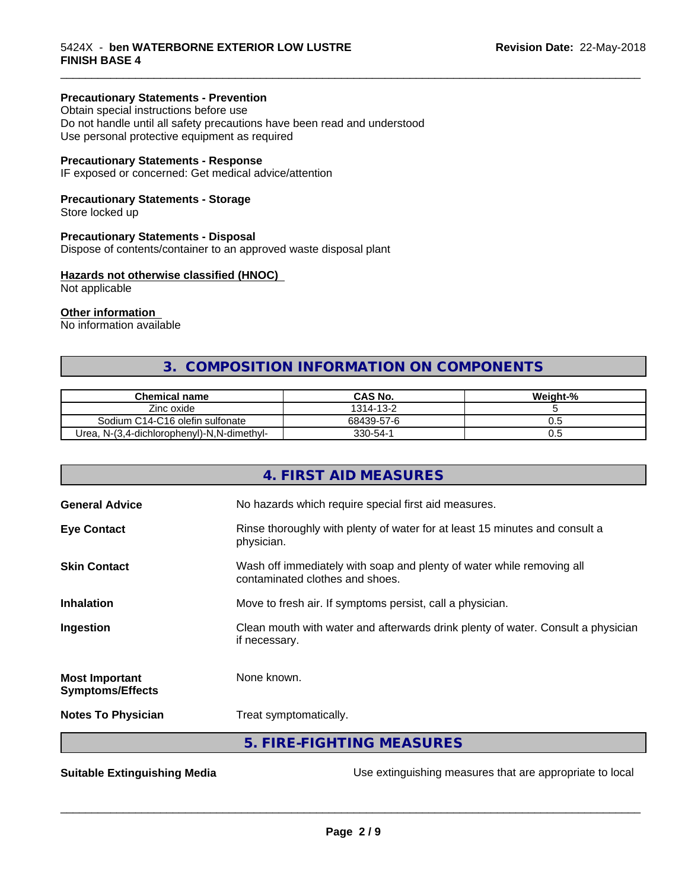**Precautionary Statements - Prevention**
Obtain special instructions before use
Do not handle until all safety precautions have been read and understood
Use personal protective equipment as required

**Precautionary Statements - Response**
IF exposed or concerned: Get medical advice/attention

**Precautionary Statements - Storage**
Store locked up

**Precautionary Statements - Disposal**
Dispose of contents/container to an approved waste disposal plant

**Hazards not otherwise classified (HNOC)**
Not applicable

**Other information**
No information available

## 3. COMPOSITION INFORMATION ON COMPONENTS

| Chemical name | CAS No. | Weight-% |
|---|---|---|
| Zinc oxide | 1314-13-2 | 5 |
| Sodium C14-C16 olefin sulfonate | 68439-57-6 | 0.5 |
| Urea, N-(3,4-dichlorophenyl)-N,N-dimethyl- | 330-54-1 | 0.5 |

## 4. FIRST AID MEASURES

**General Advice** No hazards which require special first aid measures.

**Eye Contact** Rinse thoroughly with plenty of water for at least 15 minutes and consult a physician.

**Skin Contact** Wash off immediately with soap and plenty of water while removing all contaminated clothes and shoes.

**Inhalation** Move to fresh air. If symptoms persist, call a physician.

**Ingestion** Clean mouth with water and afterwards drink plenty of water. Consult a physician if necessary.

**Most Important Symptoms/Effects** None known.

**Notes To Physician** Treat symptomatically.

## 5. FIRE-FIGHTING MEASURES

**Suitable Extinguishing Media** Use extinguishing measures that are appropriate to local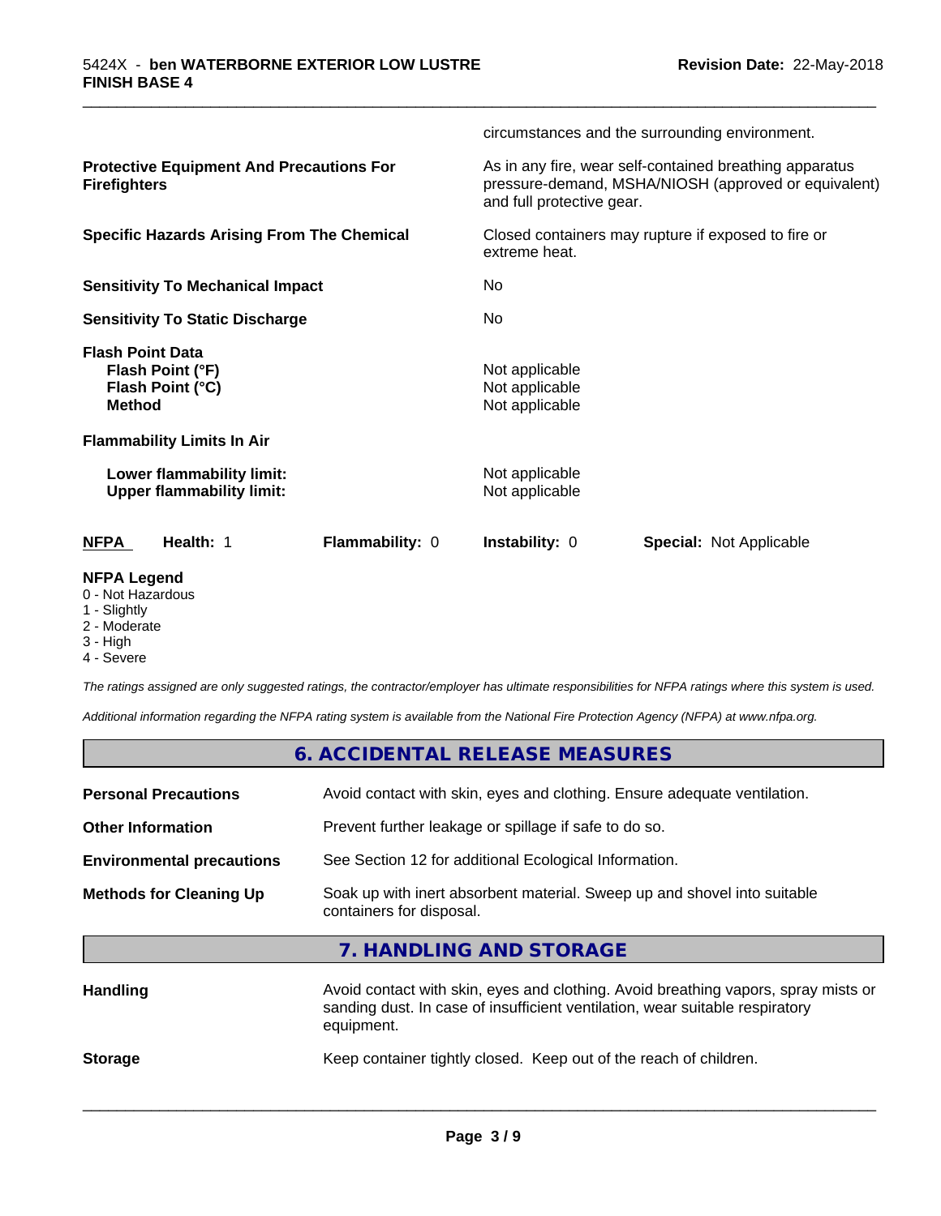circumstances and the surrounding environment.

| | |
|---|---|
| **Protective Equipment And Precautions For Firefighters** | As in any fire, wear self-contained breathing apparatus pressure-demand, MSHA/NIOSH (approved or equivalent) and full protective gear. |
| **Specific Hazards Arising From The Chemical** | Closed containers may rupture if exposed to fire or extreme heat. |
| **Sensitivity To Mechanical Impact** | No |
| **Sensitivity To Static Discharge** | No |
| **Flash Point Data** | |
| **Flash Point (°F)** | Not applicable |
| **Flash Point (°C)** | Not applicable |
| **Method** | Not applicable |
| **Flammability Limits In Air** | |
| **Lower flammability limit:** | Not applicable |
| **Upper flammability limit:** | Not applicable |

| **NFPA** | **Health:** 1 | **Flammability:** 0 | **Instability:** 0 | **Special:** Not Applicable |
|---|---|---|---|---|

**NFPA Legend**
- 0 - Not Hazardous
- 1 - Slightly
- 2 - Moderate
- 3 - High
- 4 - Severe

*The ratings assigned are only suggested ratings, the contractor/employer has ultimate responsibilities for NFPA ratings where this system is used.*

*Additional information regarding the NFPA rating system is available from the National Fire Protection Agency (NFPA) at www.nfpa.org.*

## 6. ACCIDENTAL RELEASE MEASURES

| | |
|---|---|
| **Personal Precautions** | Avoid contact with skin, eyes and clothing. Ensure adequate ventilation. |
| **Other Information** | Prevent further leakage or spillage if safe to do so. |
| **Environmental precautions** | See Section 12 for additional Ecological Information. |
| **Methods for Cleaning Up** | Soak up with inert absorbent material. Sweep up and shovel into suitable containers for disposal. |

## 7. HANDLING AND STORAGE

| | |
|---|---|
| **Handling** | Avoid contact with skin, eyes and clothing. Avoid breathing vapors, spray mists or sanding dust. In case of insufficient ventilation, wear suitable respiratory equipment. |
| **Storage** | Keep container tightly closed. Keep out of the reach of children. |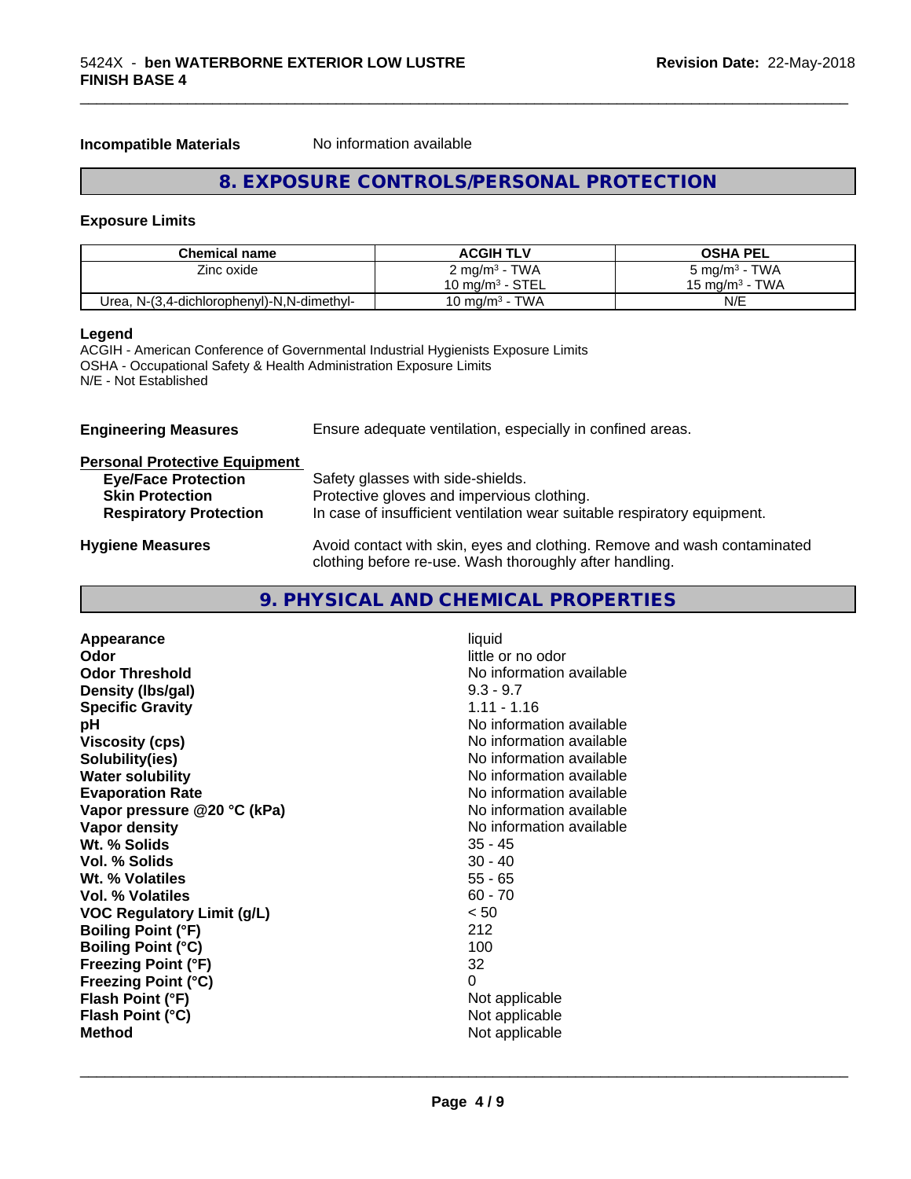**Incompatible Materials** No information available

## 8. EXPOSURE CONTROLS/PERSONAL PROTECTION

### Exposure Limits

| Chemical name | ACGIH TLV | OSHA PEL |
|---|---|---|
| Zinc oxide | 2 mg/m³ - TWA<br>10 mg/m³ - STEL | 5 mg/m³ - TWA<br>15 mg/m³ - TWA |
| Urea, N-(3,4-dichlorophenyl)-N,N-dimethyl- | 10 mg/m³ - TWA | N/E |

**Legend**
ACGIH - American Conference of Governmental Industrial Hygienists Exposure Limits
OSHA - Occupational Safety & Health Administration Exposure Limits
N/E - Not Established

**Engineering Measures** Ensure adequate ventilation, especially in confined areas.

**Personal Protective Equipment**

- **Eye/Face Protection** Safety glasses with side-shields.
- **Skin Protection** Protective gloves and impervious clothing.
- **Respiratory Protection** In case of insufficient ventilation wear suitable respiratory equipment.

**Hygiene Measures** Avoid contact with skin, eyes and clothing. Remove and wash contaminated clothing before re-use. Wash thoroughly after handling.

## 9. PHYSICAL AND CHEMICAL PROPERTIES

| | |
|---|---|
| **Appearance** | liquid |
| **Odor** | little or no odor |
| **Odor Threshold** | No information available |
| **Density (lbs/gal)** | 9.3 - 9.7 |
| **Specific Gravity** | 1.11 - 1.16 |
| **pH** | No information available |
| **Viscosity (cps)** | No information available |
| **Solubility(ies)** | No information available |
| **Water solubility** | No information available |
| **Evaporation Rate** | No information available |
| **Vapor pressure @20 °C (kPa)** | No information available |
| **Vapor density** | No information available |
| **Wt. % Solids** | 35 - 45 |
| **Vol. % Solids** | 30 - 40 |
| **Wt. % Volatiles** | 55 - 65 |
| **Vol. % Volatiles** | 60 - 70 |
| **VOC Regulatory Limit (g/L)** | < 50 |
| **Boiling Point (°F)** | 212 |
| **Boiling Point (°C)** | 100 |
| **Freezing Point (°F)** | 32 |
| **Freezing Point (°C)** | 0 |
| **Flash Point (°F)** | Not applicable |
| **Flash Point (°C)** | Not applicable |
| **Method** | Not applicable |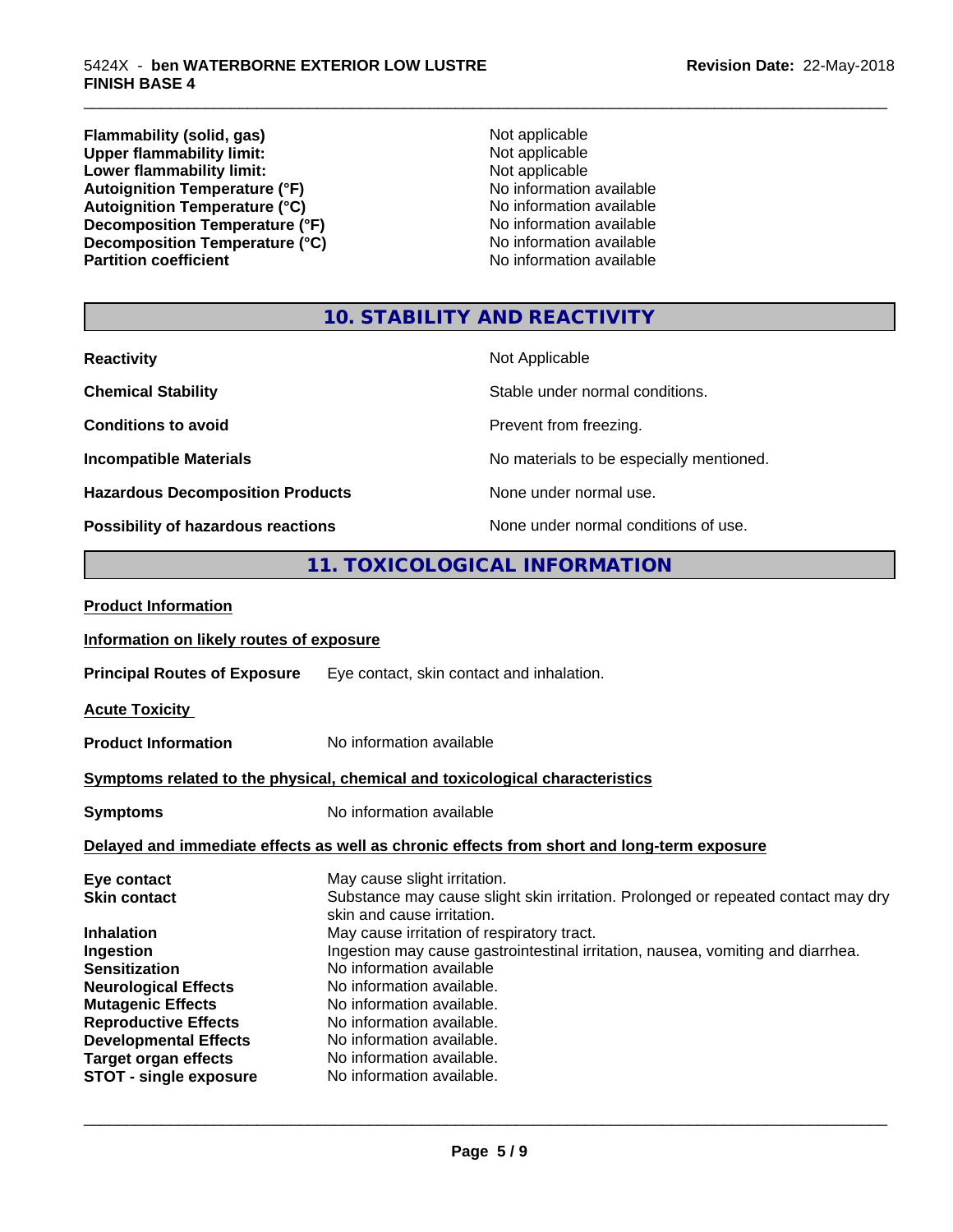| | |
|---|---|
| **Flammability (solid, gas)** | Not applicable |
| **Upper flammability limit:** | Not applicable |
| **Lower flammability limit:** | Not applicable |
| **Autoignition Temperature (°F)** | No information available |
| **Autoignition Temperature (°C)** | No information available |
| **Decomposition Temperature (°F)** | No information available |
| **Decomposition Temperature (°C)** | No information available |
| **Partition coefficient** | No information available |

## 10. STABILITY AND REACTIVITY

| | |
|---|---|
| **Reactivity** | Not Applicable |
| **Chemical Stability** | Stable under normal conditions. |
| **Conditions to avoid** | Prevent from freezing. |
| **Incompatible Materials** | No materials to be especially mentioned. |
| **Hazardous Decomposition Products** | None under normal use. |
| **Possibility of hazardous reactions** | None under normal conditions of use. |

## 11. TOXICOLOGICAL INFORMATION

**Product Information**

**Information on likely routes of exposure**

**Principal Routes of Exposure** Eye contact, skin contact and inhalation.

**Acute Toxicity**

**Product Information** No information available

**Symptoms related to the physical, chemical and toxicological characteristics**

**Symptoms** No information available

**Delayed and immediate effects as well as chronic effects from short and long-term exposure**

| | |
|---|---|
| **Eye contact** | May cause slight irritation. |
| **Skin contact** | Substance may cause slight skin irritation. Prolonged or repeated contact may dry skin and cause irritation. |
| **Inhalation** | May cause irritation of respiratory tract. |
| **Ingestion** | Ingestion may cause gastrointestinal irritation, nausea, vomiting and diarrhea. |
| **Sensitization** | No information available |
| **Neurological Effects** | No information available. |
| **Mutagenic Effects** | No information available. |
| **Reproductive Effects** | No information available. |
| **Developmental Effects** | No information available. |
| **Target organ effects** | No information available. |
| **STOT - single exposure** | No information available. |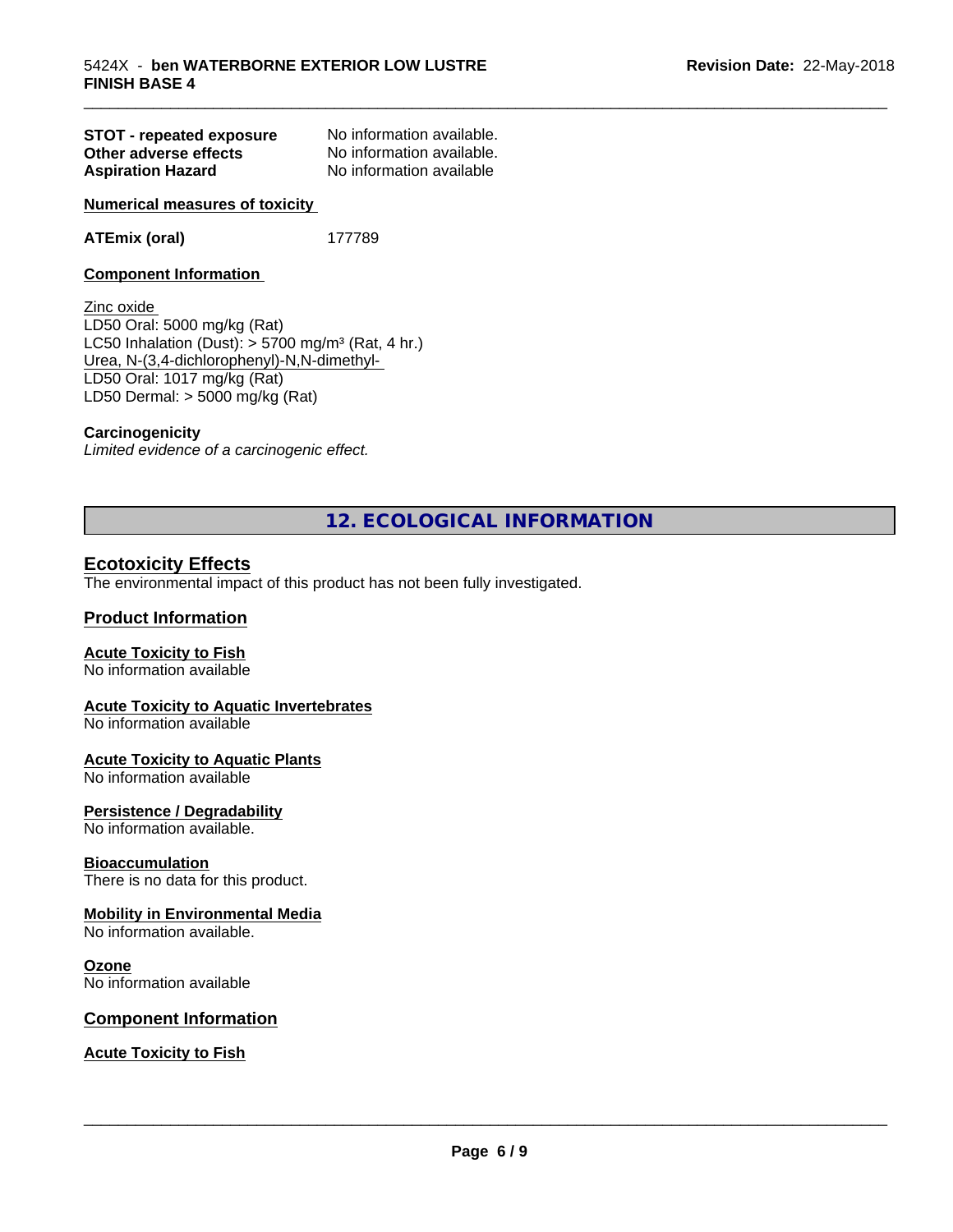| | |
|---|---|
| **STOT - repeated exposure** | No information available. |
| **Other adverse effects** | No information available. |
| **Aspiration Hazard** | No information available |

**Numerical measures of toxicity**

| | |
|---|---|
| **ATEmix (oral)** | 177789 |

**Component Information**

Zinc oxide
LD50 Oral: 5000 mg/kg (Rat)
LC50 Inhalation (Dust): > 5700 mg/m³ (Rat, 4 hr.)
Urea, N-(3,4-dichlorophenyl)-N,N-dimethyl-
LD50 Oral: 1017 mg/kg (Rat)
LD50 Dermal: > 5000 mg/kg (Rat)

**Carcinogenicity**
*Limited evidence of a carcinogenic effect.*

# 12. ECOLOGICAL INFORMATION

## Ecotoxicity Effects

The environmental impact of this product has not been fully investigated.

## Product Information

**Acute Toxicity to Fish**
No information available

**Acute Toxicity to Aquatic Invertebrates**
No information available

**Acute Toxicity to Aquatic Plants**
No information available

**Persistence / Degradability**
No information available.

**Bioaccumulation**
There is no data for this product.

**Mobility in Environmental Media**
No information available.

**Ozone**
No information available

## Component Information

**Acute Toxicity to Fish**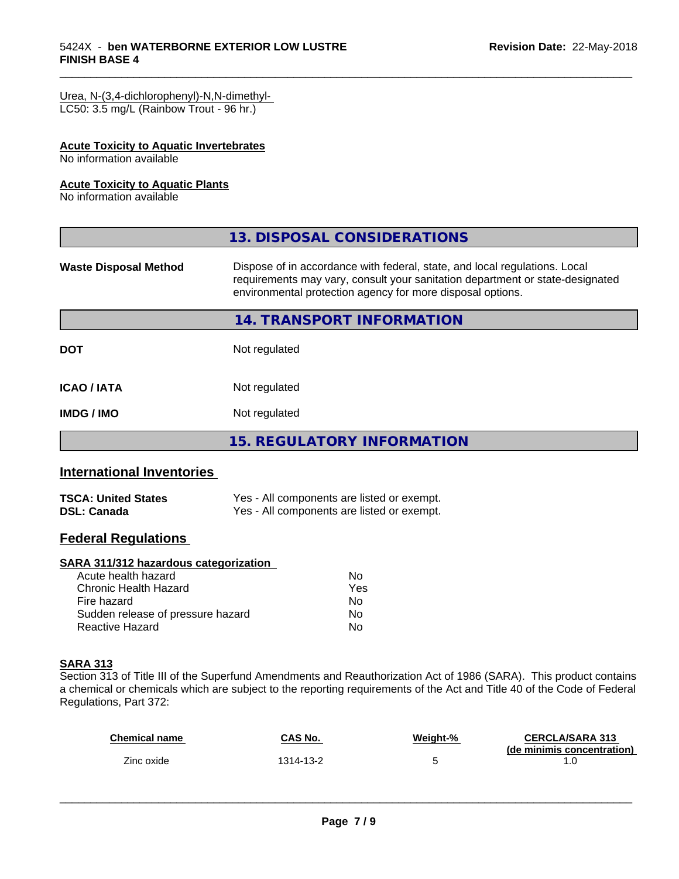Urea, N-(3,4-dichlorophenyl)-N,N-dimethyl-
LC50: 3.5 mg/L (Rainbow Trout - 96 hr.)

**Acute Toxicity to Aquatic Invertebrates**
No information available

**Acute Toxicity to Aquatic Plants**
No information available

## 13. DISPOSAL CONSIDERATIONS

**Waste Disposal Method** Dispose of in accordance with federal, state, and local regulations. Local requirements may vary, consult your sanitation department or state-designated environmental protection agency for more disposal options.

## 14. TRANSPORT INFORMATION

| | |
|---|---|
| **DOT** | Not regulated |
| **ICAO / IATA** | Not regulated |
| **IMDG / IMO** | Not regulated |

## 15. REGULATORY INFORMATION

### International Inventories

| | |
|---|---|
| **TSCA: United States** | Yes - All components are listed or exempt. |
| **DSL: Canada** | Yes - All components are listed or exempt. |

### Federal Regulations

**SARA 311/312 hazardous categorization**

| | |
|---|---|
| Acute health hazard | No |
| Chronic Health Hazard | Yes |
| Fire hazard | No |
| Sudden release of pressure hazard | No |
| Reactive Hazard | No |

**SARA 313**
Section 313 of Title III of the Superfund Amendments and Reauthorization Act of 1986 (SARA). This product contains a chemical or chemicals which are subject to the reporting requirements of the Act and Title 40 of the Code of Federal Regulations, Part 372:

| Chemical name | CAS No. | Weight-% | CERCLA/SARA 313 (de minimis concentration) |
|---|---|---|---|
| Zinc oxide | 1314-13-2 | 5 | 1.0 |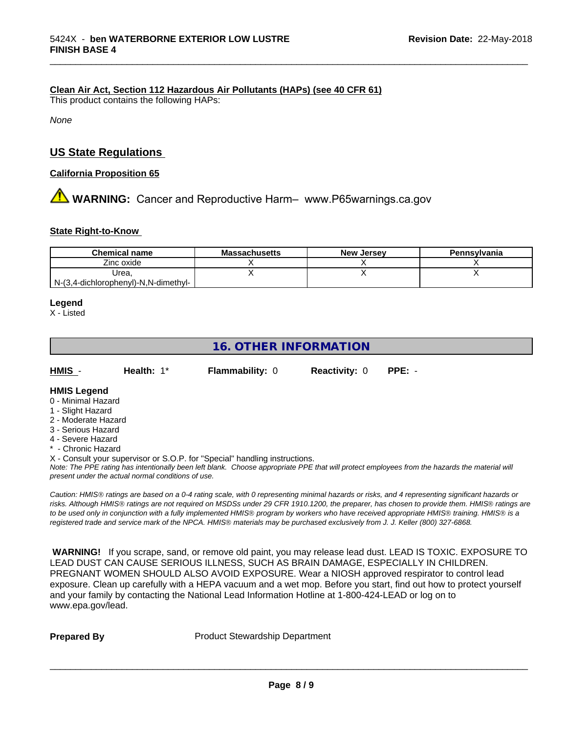**Clean Air Act, Section 112 Hazardous Air Pollutants (HAPs) (see 40 CFR 61)**

This product contains the following HAPs:

*None*

## US State Regulations

**California Proposition 65**

⚠ **WARNING:** Cancer and Reproductive Harm– www.P65warnings.ca.gov

**State Right-to-Know**

| Chemical name | Massachusetts | New Jersey | Pennsylvania |
|---|---|---|---|
| Zinc oxide | X | X | X |
| Urea, N-(3,4-dichlorophenyl)-N,N-dimethyl- | X | X | X |

**Legend**

X - Listed

## 16. OTHER INFORMATION

**HMIS** - **Health:** 1* **Flammability:** 0 **Reactivity:** 0 **PPE:** -

**HMIS Legend**

0 - Minimal Hazard
1 - Slight Hazard
2 - Moderate Hazard
3 - Serious Hazard
4 - Severe Hazard
* - Chronic Hazard
X - Consult your supervisor or S.O.P. for "Special" handling instructions.

*Note: The PPE rating has intentionally been left blank. Choose appropriate PPE that will protect employees from the hazards the material will present under the actual normal conditions of use.*

*Caution: HMIS® ratings are based on a 0-4 rating scale, with 0 representing minimal hazards or risks, and 4 representing significant hazards or risks. Although HMIS® ratings are not required on MSDSs under 29 CFR 1910.1200, the preparer, has chosen to provide them. HMIS® ratings are to be used only in conjunction with a fully implemented HMIS® program by workers who have received appropriate HMIS® training. HMIS® is a registered trade and service mark of the NPCA. HMIS® materials may be purchased exclusively from J. J. Keller (800) 327-6868.*

**WARNING!** If you scrape, sand, or remove old paint, you may release lead dust. LEAD IS TOXIC. EXPOSURE TO LEAD DUST CAN CAUSE SERIOUS ILLNESS, SUCH AS BRAIN DAMAGE, ESPECIALLY IN CHILDREN. PREGNANT WOMEN SHOULD ALSO AVOID EXPOSURE. Wear a NIOSH approved respirator to control lead exposure. Clean up carefully with a HEPA vacuum and a wet mop. Before you start, find out how to protect yourself and your family by contacting the National Lead Information Hotline at 1-800-424-LEAD or log on to www.epa.gov/lead.

**Prepared By** Product Stewardship Department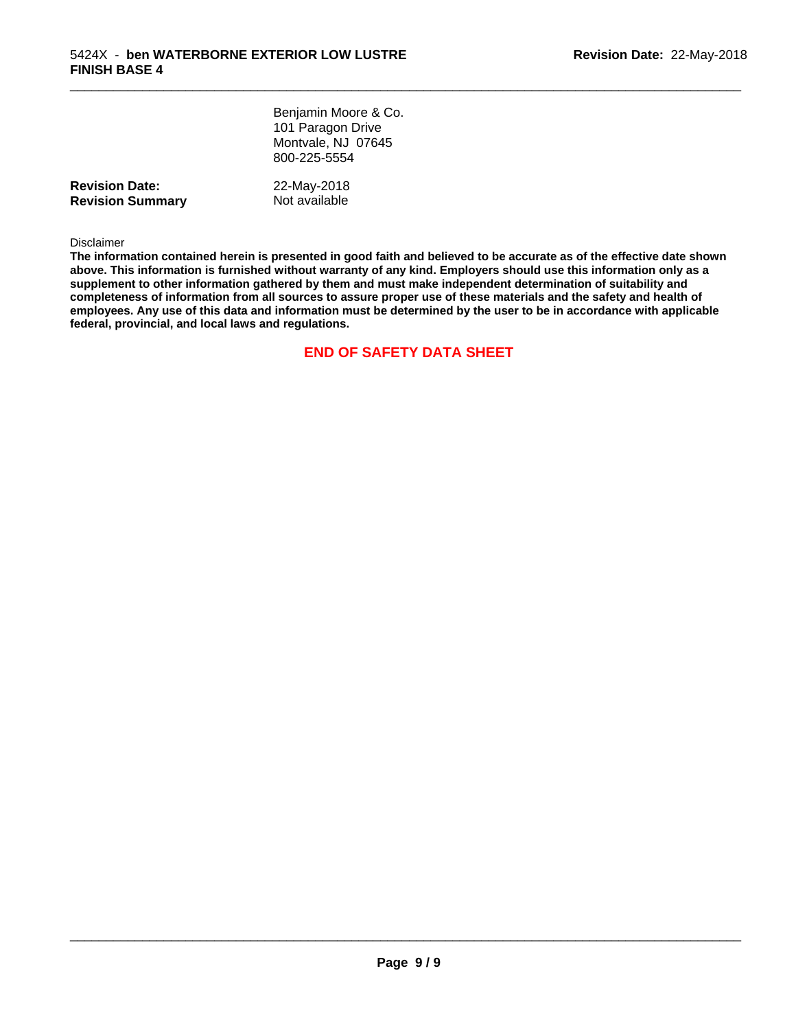Benjamin Moore & Co.
101 Paragon Drive
Montvale, NJ 07645
800-225-5554

| | |
|---|---|
| **Revision Date:** | 22-May-2018 |
| **Revision Summary** | Not available |

Disclaimer

**The information contained herein is presented in good faith and believed to be accurate as of the effective date shown above. This information is furnished without warranty of any kind. Employers should use this information only as a supplement to other information gathered by them and must make independent determination of suitability and completeness of information from all sources to assure proper use of these materials and the safety and health of employees. Any use of this data and information must be determined by the user to be in accordance with applicable federal, provincial, and local laws and regulations.**

**END OF SAFETY DATA SHEET**